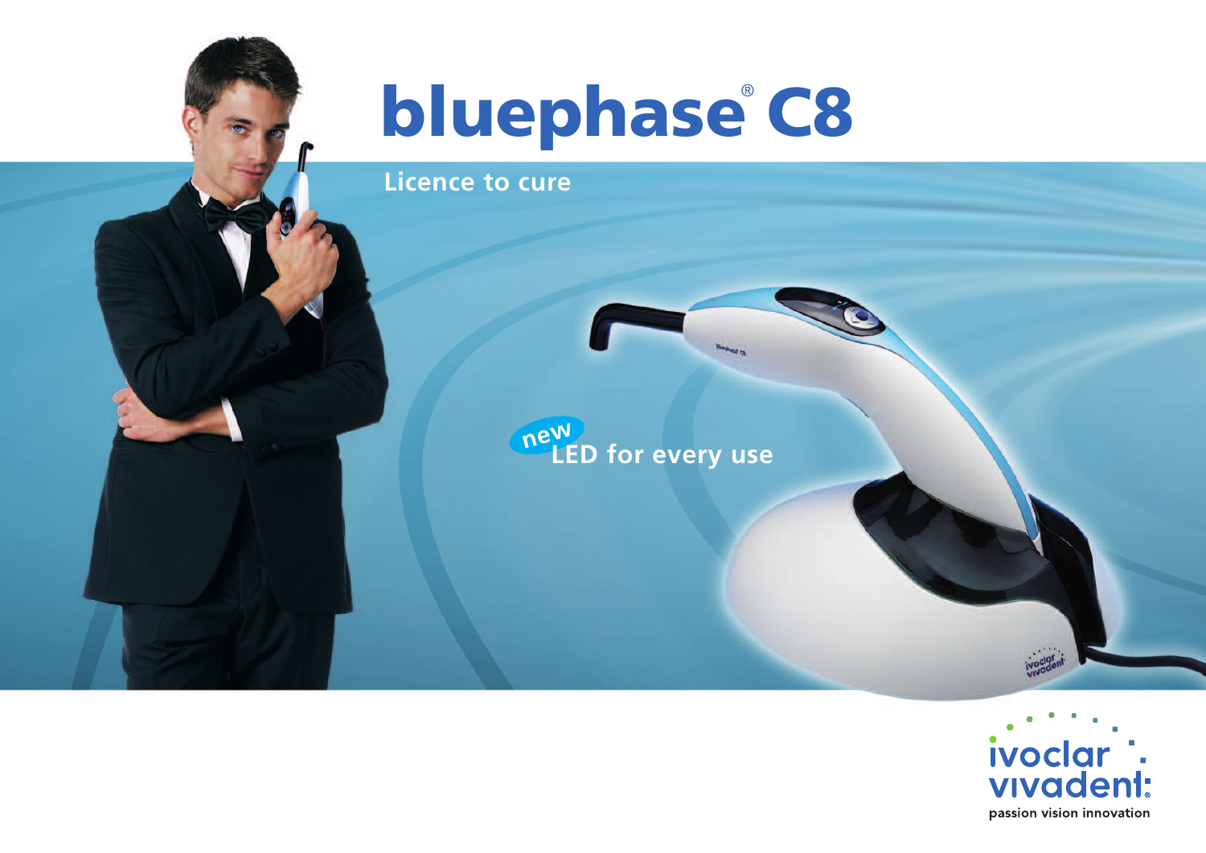# bluephase® C8

Licence to cure

new LED for every use

ivoclar vivadent®

passion vision innovation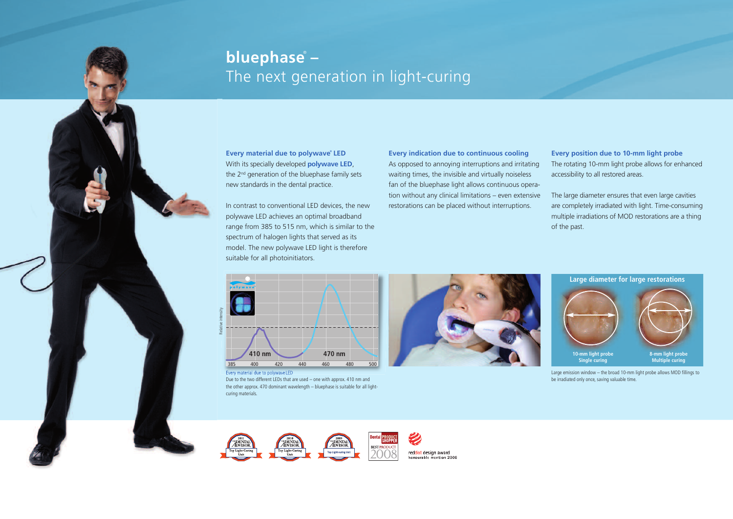# bluephase® –
## The next generation in light-curing

### Every material due to polywave® LED

With its specially developed **polywave LED**, the 2nd generation of the bluephase family sets new standards in the dental practice.

In contrast to conventional LED devices, the new polywave LED achieves an optimal broadband range from 385 to 515 nm, which is similar to the spectrum of halogen lights that served as its model. The new polywave LED light is therefore suitable for all photoinitiators.

### Every indication due to continuous cooling

As opposed to annoying interruptions and irritating waiting times, the invisible and virtually noiseless fan of the bluephase light allows continuous operation without any clinical limitations – even extensive restorations can be placed without interruptions.

### Every position due to 10-mm light probe

The rotating 10-mm light probe allows for enhanced accessibility to all restored areas.

The large diameter ensures that even large cavities are completely irradiated with light. Time-consuming multiple irradiations of MOD restorations are a thing of the past.

Every material due to polywave LED

Due to the two different LEDs that are used – one with approx. 410 nm and the other approx. 470 nm dominant wavelength – bluephase is suitable for all light-curing materials.

Large diameter for large restorations

10-mm light probe Single curing

8-mm light probe Multiple curing

Large emission window – the broad 10-mm light probe allows MOD fillings to be irradiated only once, saving valuable time.

reddot design award honourable mention 2008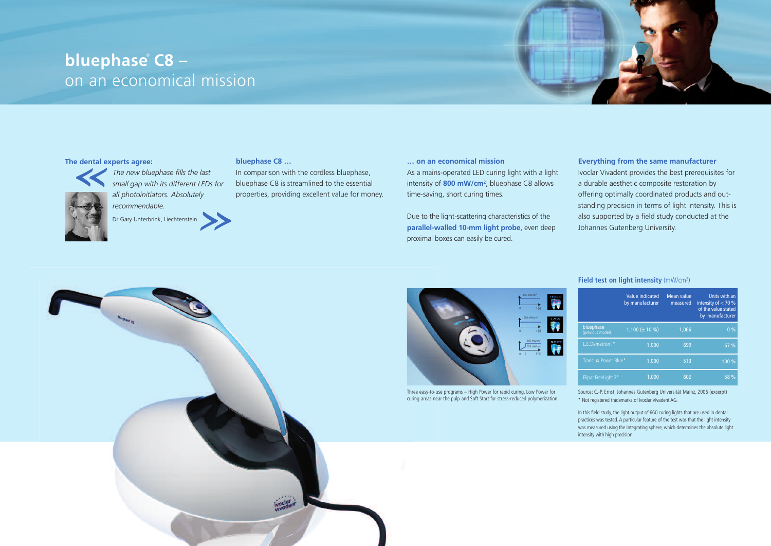# bluephase® C8 – on an economical mission

### The dental experts agree:

*The new bluephase fills the last small gap with its different LEDs for all photoinitiators. Absolutely recommendable.*

Dr Gary Unterbrink, Liechtenstein

### bluephase C8 …

In comparison with the cordless bluephase, bluephase C8 is streamlined to the essential properties, providing excellent value for money.

### … on an economical mission

As a mains-operated LED curing light with a light intensity of **800 mW/cm²**, bluephase C8 allows time-saving, short curing times.

Due to the light-scattering characteristics of the **parallel-walled 10-mm light probe**, even deep proximal boxes can easily be cured.

### Everything from the same manufacturer

Ivoclar Vivadent provides the best prerequisites for a durable aesthetic composite restoration by offering optimally coordinated products and outstanding precision in terms of light intensity. This is also supported by a field study conducted at the Johannes Gutenberg University.

Three easy-to-use programs – High Power for rapid curing, Low Power for curing areas near the pulp and Soft Start for stress-reduced polymerization.

### Field test on light intensity (mW/cm²)

| | Value indicated by manufacturer | Mean value measured | Units with an intensity of < 70 % of the value stated by manufacturer |
|---|---|---|---|
| bluephase (previous model) | 1,100 (± 10 %) | 1,066 | 0 % |
| L.E.Demetron I* | 1,000 | 699 | 67 % |
| Translux Power Blue* | 1,000 | 513 | 100 % |
| Elipar FreeLight 2* | 1,000 | 602 | 58 % |

Source: C.-P. Ernst, Johannes Gutenberg Universität Mainz, 2006 (excerpt)
* Not registered trademarks of Ivoclar Vivadent AG.

In this field study, the light output of 660 curing lights that are used in dental practices was tested. A particular feature of the test was that the light intensity was measured using the integrating sphere, which determines the absolute light intensity with high precision.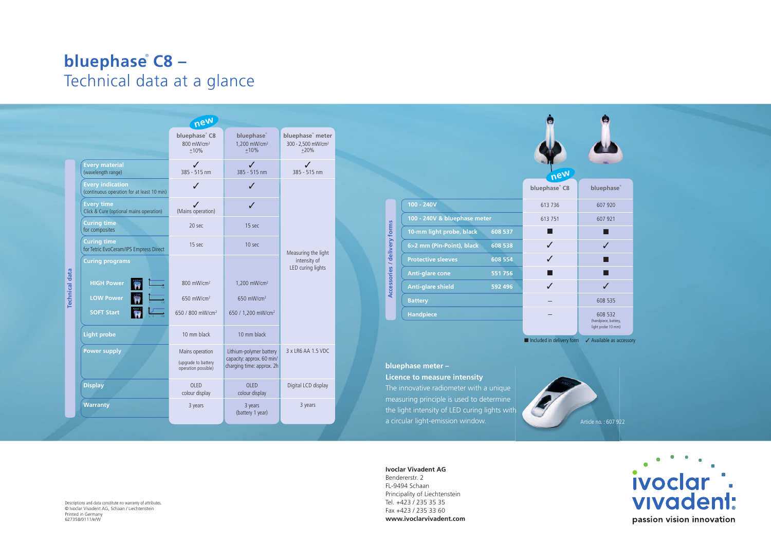# bluephase® C8 –

## Technical data at a glance

**Technical data**

| | new bluephase® C8 800 mW/cm² ±10% | bluephase® 1,200 mW/cm² ±10% | bluephase® meter 300 - 2,500 mW/cm² ±20% |
|---|---|---|---|
| **Every material** (wavelength range) | ✓ 385 - 515 nm | ✓ 385 - 515 nm | ✓ 385 - 515 nm |
| **Every indication** (continuous operation for at least 10 min) | ✓ | ✓ | Measuring the light intensity of LED curing lights |
| **Every time** Click & Cure (optional mains operation) | ✓ (Mains operation) | ✓ | |
| **Curing time** for composites | 20 sec | 15 sec | |
| **Curing time** for Tetric EvoCeram/IPS Empress Direct | 15 sec | 10 sec | |
| **Curing programs** | | | |
| HIGH Power | 800 mW/cm² | 1,200 mW/cm² | |
| LOW Power | 650 mW/cm² | 650 mW/cm² | |
| SOFT Start | 650 / 800 mW/cm² | 650 / 1,200 mW/cm² | |
| **Light probe** | 10 mm black | 10 mm black | |
| **Power supply** | Mains operation (upgrade to battery operation possible) | Lithium-polymer battery capacity: approx. 60 min/ charging time: approx. 2h | 3 x LR6 AA 1.5 VDC |
| **Display** | OLED colour display | OLED colour display | Digital LCD display |
| **Warranty** | 3 years | 3 years (battery 1 year) | 3 years |

**Accessories / delivery forms**

| | | new bluephase® C8 | bluephase® |
|---|---|---|---|
| 100 - 240V | | 613 736 | 607 920 |
| 100 - 240V & bluephase meter | | 613 751 | 607 921 |
| 10-mm light probe, black | 608 537 | ■ | ■ |
| 6>2 mm (Pin-Point), black | 608 538 | ✓ | ✓ |
| Protective sleeves | 608 554 | ✓ | ■ |
| Anti-glare cone | 551 756 | ■ | ■ |
| Anti-glare shield | 592 496 | ✓ | ✓ |
| Battery | | – | 608 535 |
| Handpiece | | – | 608 532 (handpiece, battery, light probe 10 mm) |

■ Included in delivery form ✓ Available as accessory

**bluephase meter –**
**Licence to measure intensity**

The innovative radiometer with a unique measuring principle is used to determine the light intensity of LED curing lights with a circular light-emission window.

Article no.: 607 922

**Ivoclar Vivadent AG**
Bendererstr. 2
FL-9494 Schaan
Principality of Liechtenstein
Tel. +423 / 235 35 35
Fax +423 / 235 33 60
**www.ivoclarvivadent.com**

ivoclar vivadent
passion vision innovation

Descriptions and data constitute no warranty of attributes.
© Ivoclar Vivadent AG, Schaan / Liechtenstein
Printed in Germany
627358/0111/e/W